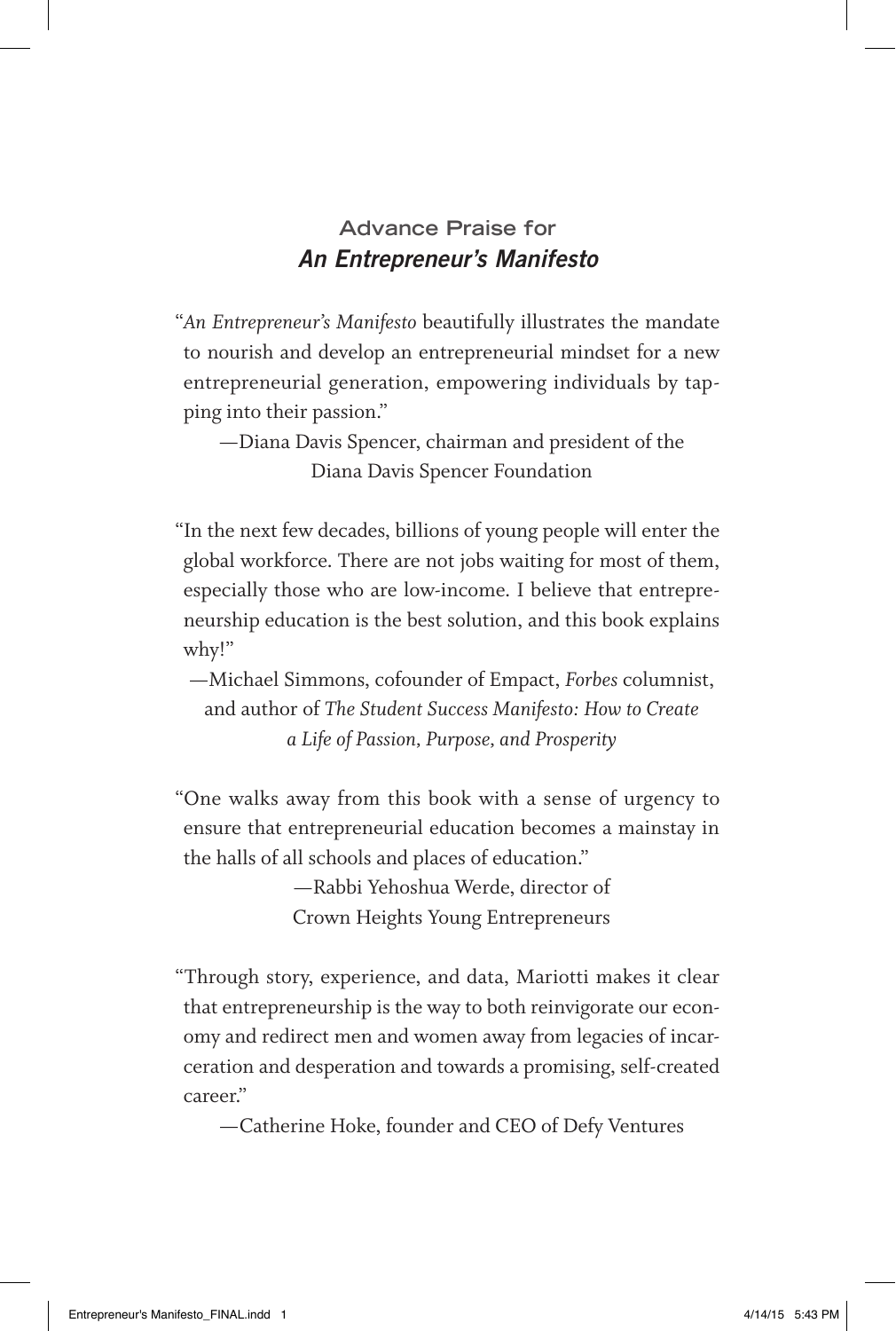## Advance Praise for *An Entrepreneur's Manifesto*

"*An Entrepreneur's Manifesto* beautifully illustrates the mandate to nourish and develop an entrepreneurial mindset for a new entrepreneurial generation, empowering individuals by tapping into their passion."

—Diana Davis Spencer, chairman and president of the Diana Davis Spencer Foundation

"In the next few decades, billions of young people will enter the global workforce. There are not jobs waiting for most of them, especially those who are low-income. I believe that entrepreneurship education is the best solution, and this book explains why!"

—Michael Simmons, cofounder of Empact, *Forbes* columnist, and author of *The Student Success Manifesto: How to Create a Life of Passion, Purpose, and Prosperity*

"One walks away from this book with a sense of urgency to ensure that entrepreneurial education becomes a mainstay in the halls of all schools and places of education."

—Rabbi Yehoshua Werde, director of Crown Heights Young Entrepreneurs

"Through story, experience, and data, Mariotti makes it clear that entrepreneurship is the way to both reinvigorate our economy and redirect men and women away from legacies of incarceration and desperation and towards a promising, self-created career."

—Catherine Hoke, founder and CEO of Defy Ventures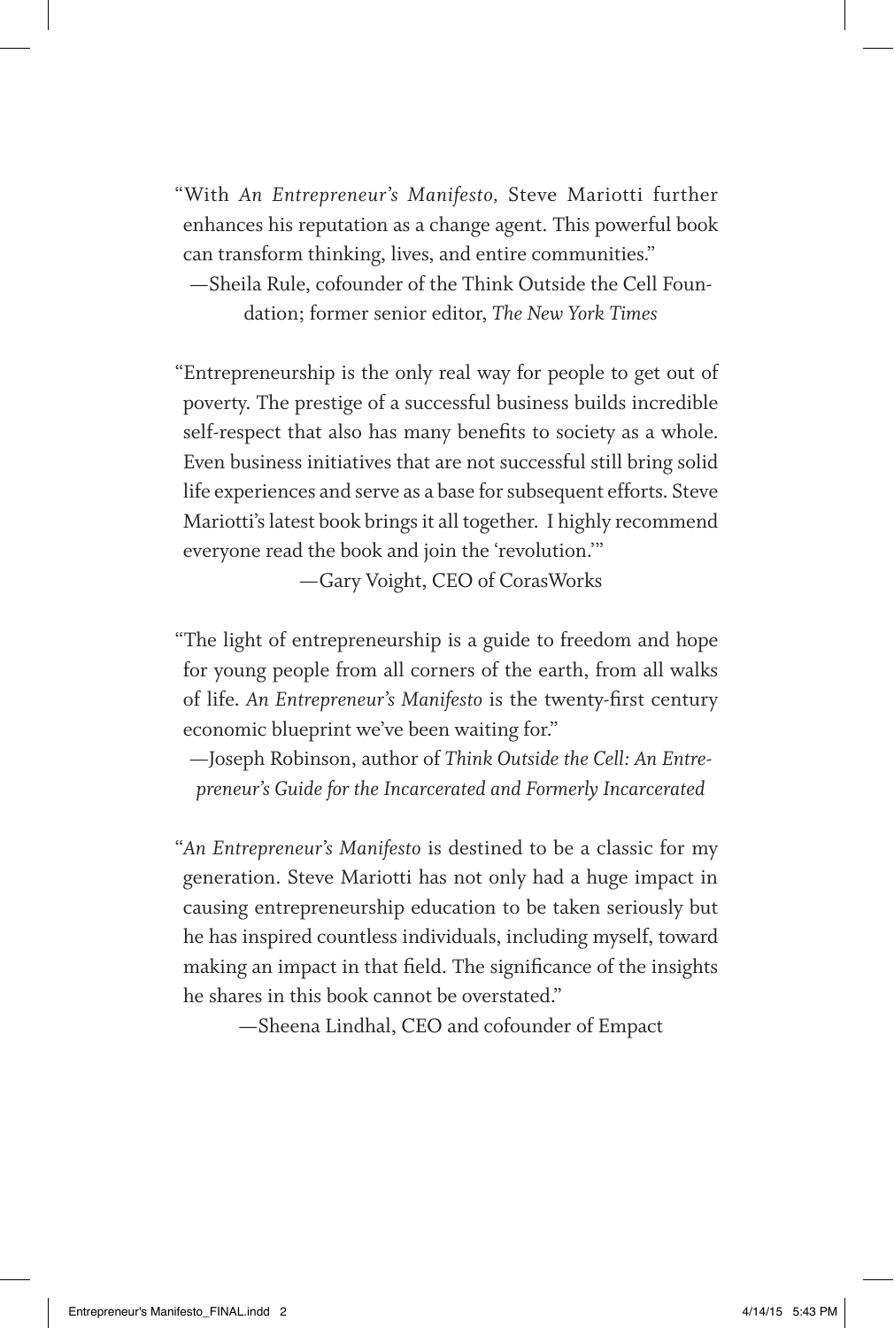"With *An Entrepreneur's Manifesto,* Steve Mariotti further enhances his reputation as a change agent. This powerful book can transform thinking, lives, and entire communities."

—Sheila Rule, cofounder of the Think Outside the Cell Foundation; former senior editor, *The New York Times*

"Entrepreneurship is the only real way for people to get out of poverty. The prestige of a successful business builds incredible self-respect that also has many benefits to society as a whole. Even business initiatives that are not successful still bring solid life experiences and serve as a base for subsequent efforts. Steve Mariotti's latest book brings it all together. I highly recommend everyone read the book and join the 'revolution.'"

—Gary Voight, CEO of CorasWorks

"The light of entrepreneurship is a guide to freedom and hope for young people from all corners of the earth, from all walks of life. *An Entrepreneur's Manifesto* is the twenty-first century economic blueprint we've been waiting for."

—Joseph Robinson, author of *Think Outside the Cell: An Entrepreneur's Guide for the Incarcerated and Formerly Incarcerated*

"*An Entrepreneur's Manifesto* is destined to be a classic for my generation. Steve Mariotti has not only had a huge impact in causing entrepreneurship education to be taken seriously but he has inspired countless individuals, including myself, toward making an impact in that field. The significance of the insights he shares in this book cannot be overstated."

—Sheena Lindhal, CEO and cofounder of Empact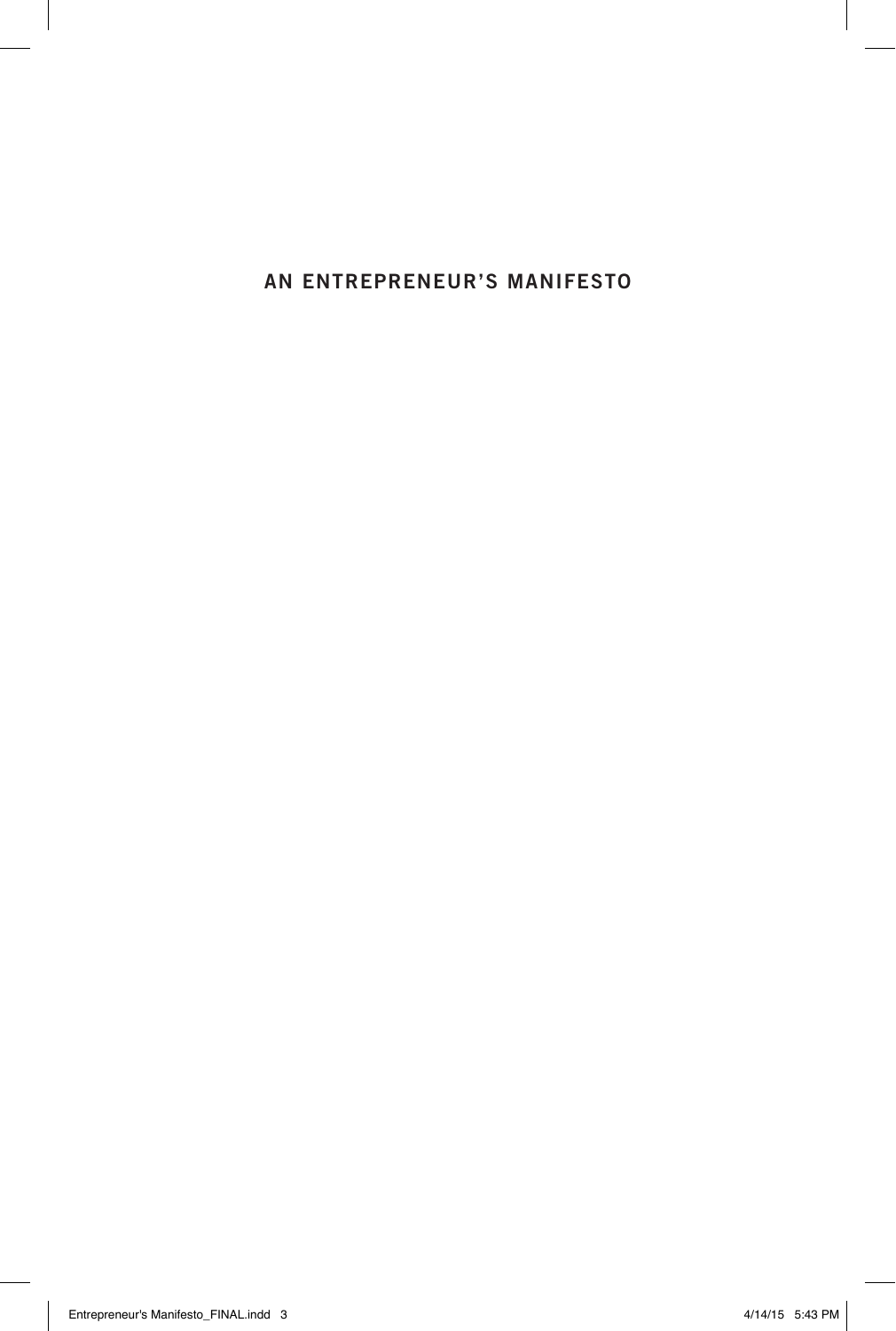# AN ENTREPRENEUR'S MANIFESTO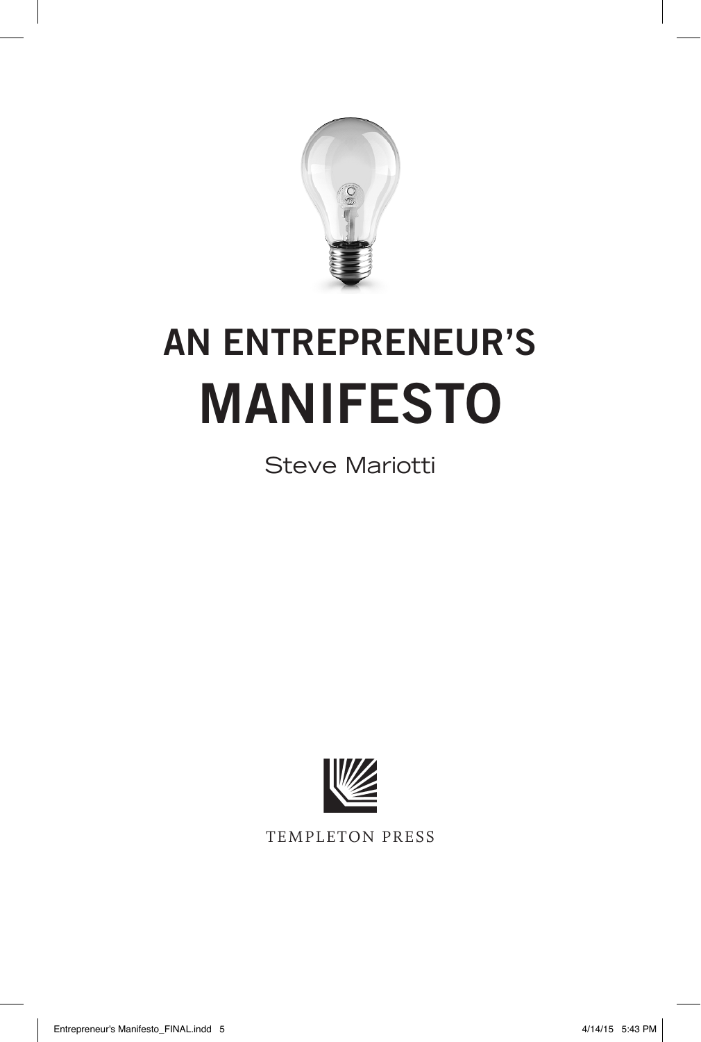# AN ENTREPRENEUR'S MANIFESTO

Steve Mariotti

TEMPLETON PRESS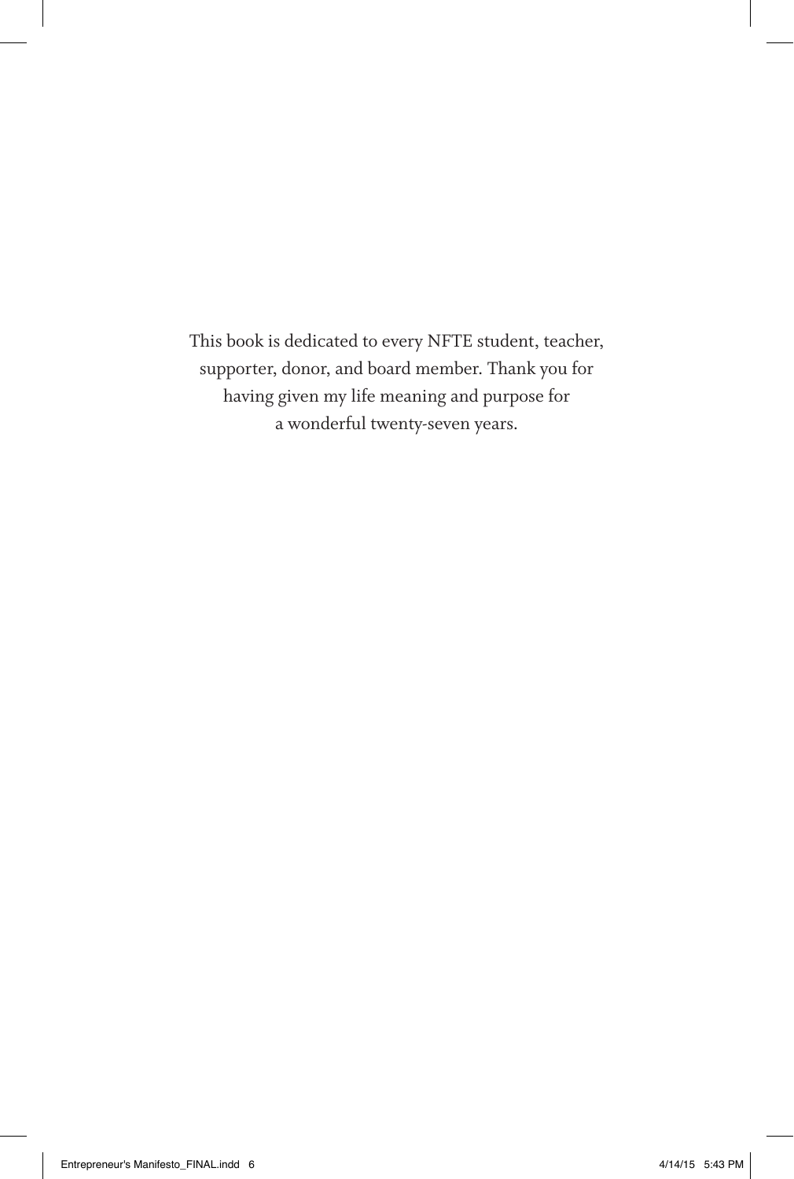This book is dedicated to every NFTE student, teacher, supporter, donor, and board member. Thank you for having given my life meaning and purpose for a wonderful twenty-seven years.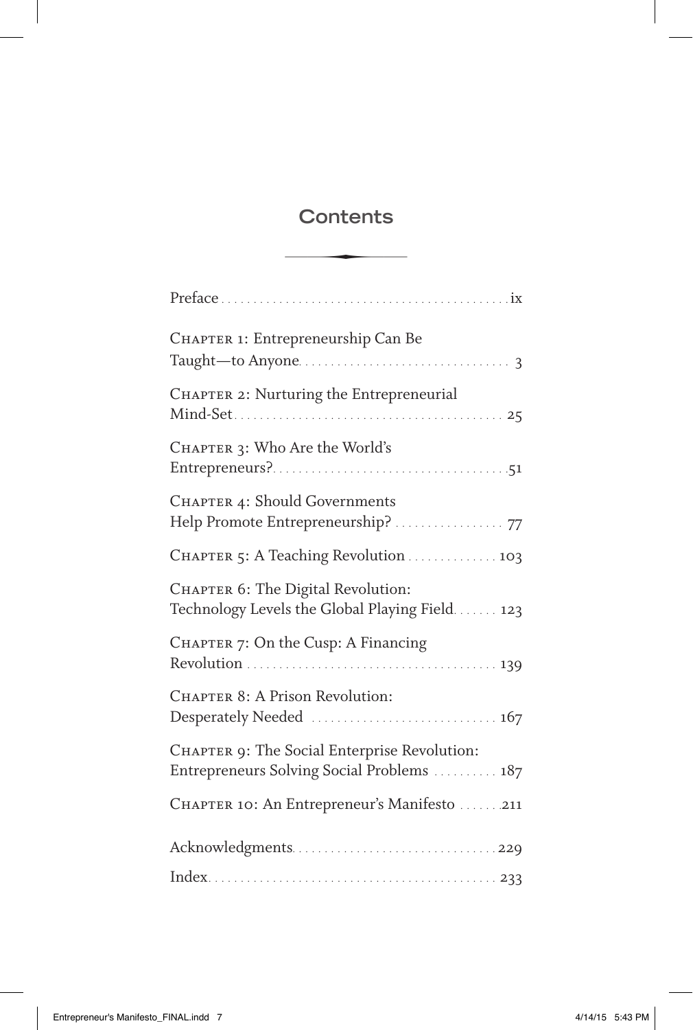# Contents

Preface ix

Chapter 1: Entrepreneurship Can Be Taught—to Anyone 3

Chapter 2: Nurturing the Entrepreneurial Mind-Set 25

Chapter 3: Who Are the World's Entrepreneurs? 51

Chapter 4: Should Governments Help Promote Entrepreneurship? 77

Chapter 5: A Teaching Revolution 103

Chapter 6: The Digital Revolution: Technology Levels the Global Playing Field 123

Chapter 7: On the Cusp: A Financing Revolution 139

Chapter 8: A Prison Revolution: Desperately Needed 167

Chapter 9: The Social Enterprise Revolution: Entrepreneurs Solving Social Problems 187

Chapter 10: An Entrepreneur's Manifesto 211

Acknowledgments 229

Index 233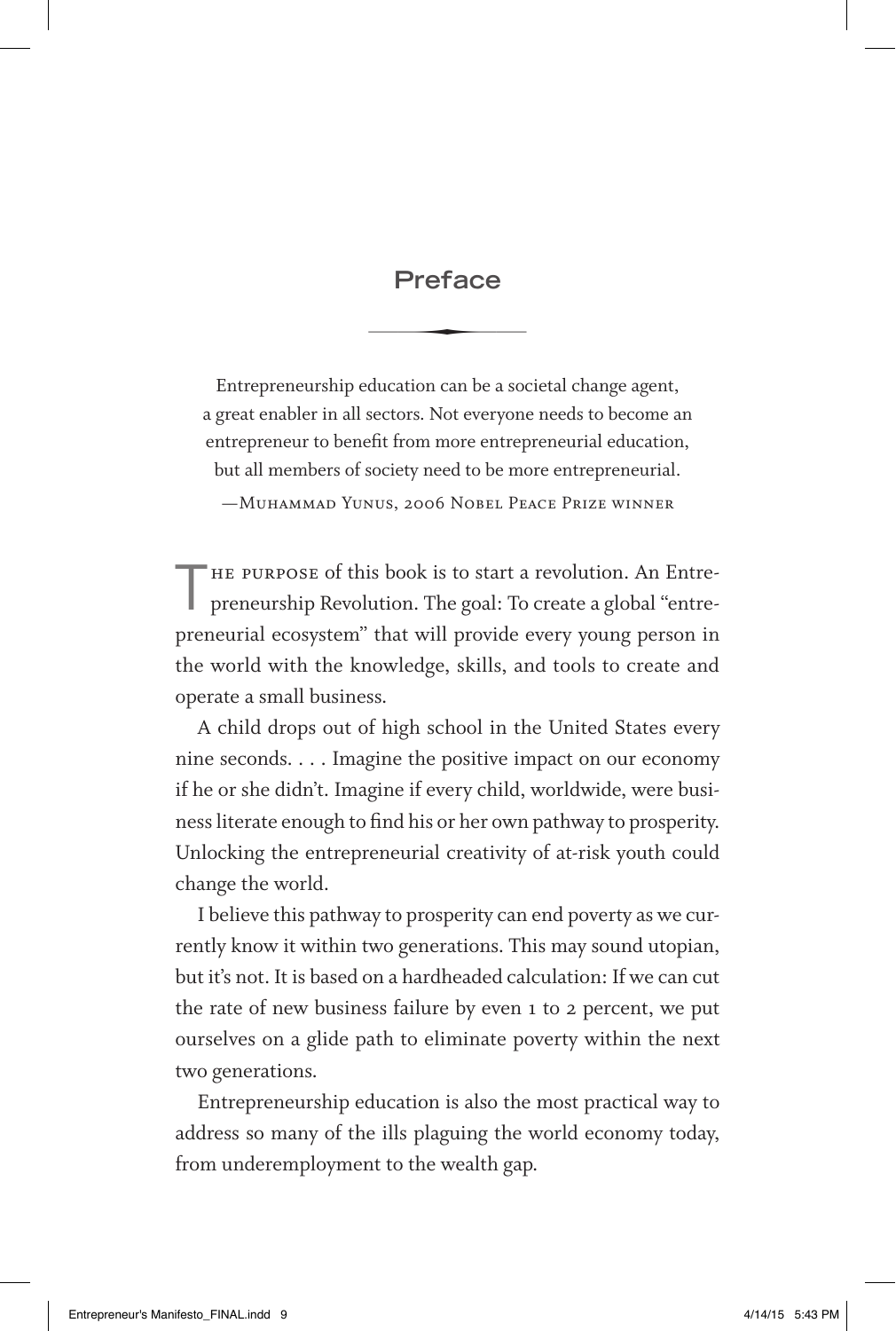# Preface

> Entrepreneurship education can be a societal change agent, a great enabler in all sectors. Not everyone needs to become an entrepreneur to benefit from more entrepreneurial education, but all members of society need to be more entrepreneurial.
>
> —Muhammad Yunus, 2006 Nobel Peace Prize winner

The purpose of this book is to start a revolution. An Entrepreneurship Revolution. The goal: To create a global "entrepreneurial ecosystem" that will provide every young person in the world with the knowledge, skills, and tools to create and operate a small business.

A child drops out of high school in the United States every nine seconds. . . . Imagine the positive impact on our economy if he or she didn't. Imagine if every child, worldwide, were business literate enough to find his or her own pathway to prosperity. Unlocking the entrepreneurial creativity of at-risk youth could change the world.

I believe this pathway to prosperity can end poverty as we currently know it within two generations. This may sound utopian, but it's not. It is based on a hardheaded calculation: If we can cut the rate of new business failure by even 1 to 2 percent, we put ourselves on a glide path to eliminate poverty within the next two generations.

Entrepreneurship education is also the most practical way to address so many of the ills plaguing the world economy today, from underemployment to the wealth gap.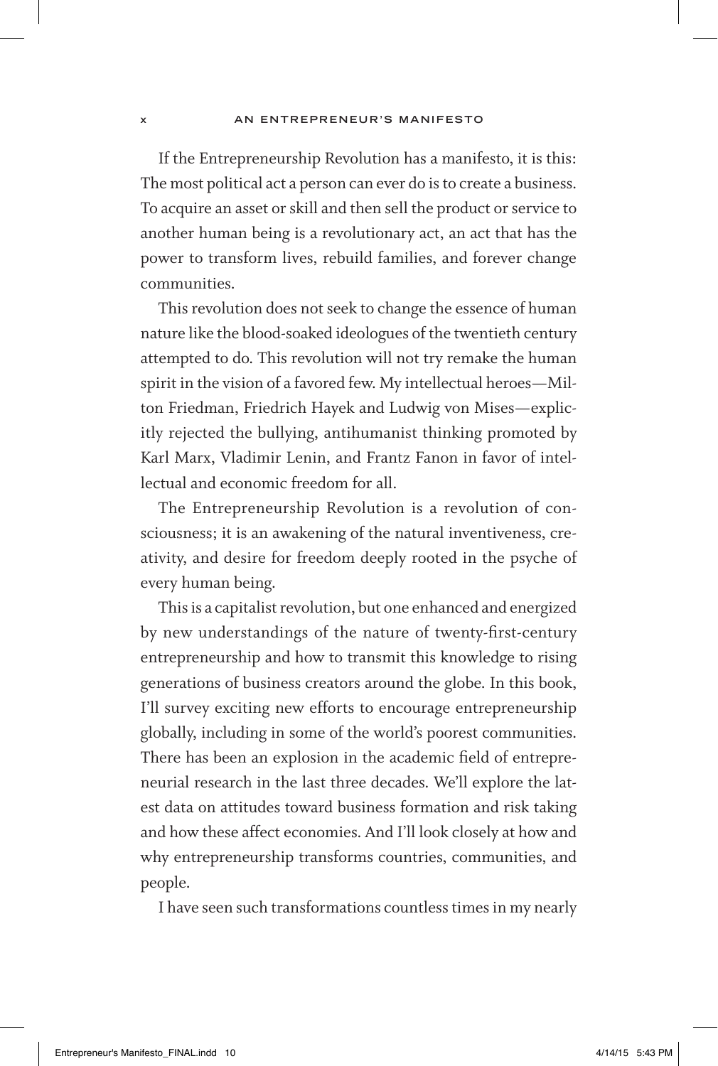If the Entrepreneurship Revolution has a manifesto, it is this: The most political act a person can ever do is to create a business. To acquire an asset or skill and then sell the product or service to another human being is a revolutionary act, an act that has the power to transform lives, rebuild families, and forever change communities.

This revolution does not seek to change the essence of human nature like the blood-soaked ideologues of the twentieth century attempted to do. This revolution will not try remake the human spirit in the vision of a favored few. My intellectual heroes—Milton Friedman, Friedrich Hayek and Ludwig von Mises—explicitly rejected the bullying, antihumanist thinking promoted by Karl Marx, Vladimir Lenin, and Frantz Fanon in favor of intellectual and economic freedom for all.

The Entrepreneurship Revolution is a revolution of consciousness; it is an awakening of the natural inventiveness, creativity, and desire for freedom deeply rooted in the psyche of every human being.

This is a capitalist revolution, but one enhanced and energized by new understandings of the nature of twenty-first-century entrepreneurship and how to transmit this knowledge to rising generations of business creators around the globe. In this book, I'll survey exciting new efforts to encourage entrepreneurship globally, including in some of the world's poorest communities. There has been an explosion in the academic field of entrepreneurial research in the last three decades. We'll explore the latest data on attitudes toward business formation and risk taking and how these affect economies. And I'll look closely at how and why entrepreneurship transforms countries, communities, and people.

I have seen such transformations countless times in my nearly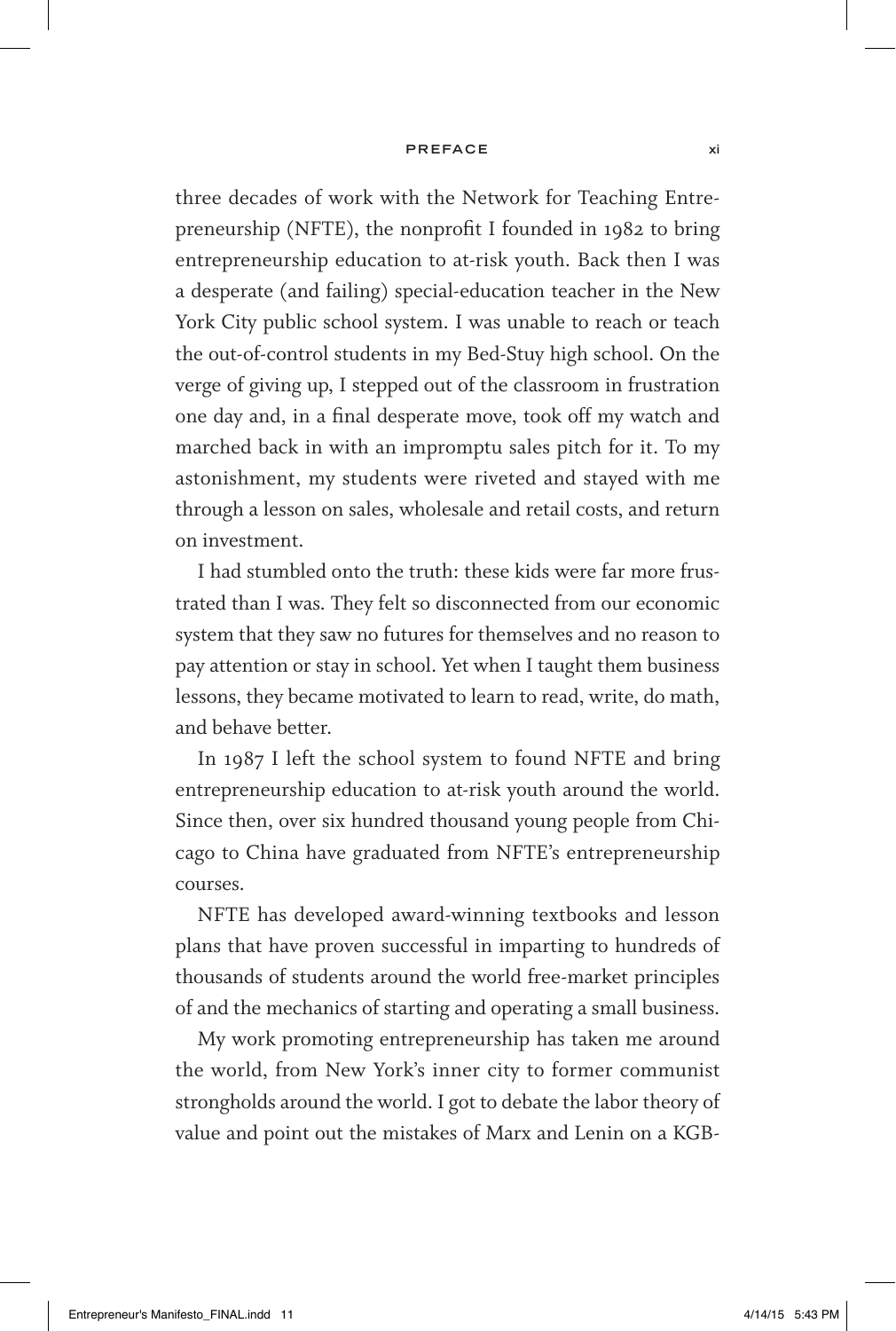three decades of work with the Network for Teaching Entrepreneurship (NFTE), the nonprofit I founded in 1982 to bring entrepreneurship education to at-risk youth. Back then I was a desperate (and failing) special-education teacher in the New York City public school system. I was unable to reach or teach the out-of-control students in my Bed-Stuy high school. On the verge of giving up, I stepped out of the classroom in frustration one day and, in a final desperate move, took off my watch and marched back in with an impromptu sales pitch for it. To my astonishment, my students were riveted and stayed with me through a lesson on sales, wholesale and retail costs, and return on investment.

I had stumbled onto the truth: these kids were far more frustrated than I was. They felt so disconnected from our economic system that they saw no futures for themselves and no reason to pay attention or stay in school. Yet when I taught them business lessons, they became motivated to learn to read, write, do math, and behave better.

In 1987 I left the school system to found NFTE and bring entrepreneurship education to at-risk youth around the world. Since then, over six hundred thousand young people from Chicago to China have graduated from NFTE's entrepreneurship courses.

NFTE has developed award-winning textbooks and lesson plans that have proven successful in imparting to hundreds of thousands of students around the world free-market principles of and the mechanics of starting and operating a small business.

My work promoting entrepreneurship has taken me around the world, from New York's inner city to former communist strongholds around the world. I got to debate the labor theory of value and point out the mistakes of Marx and Lenin on a KGB-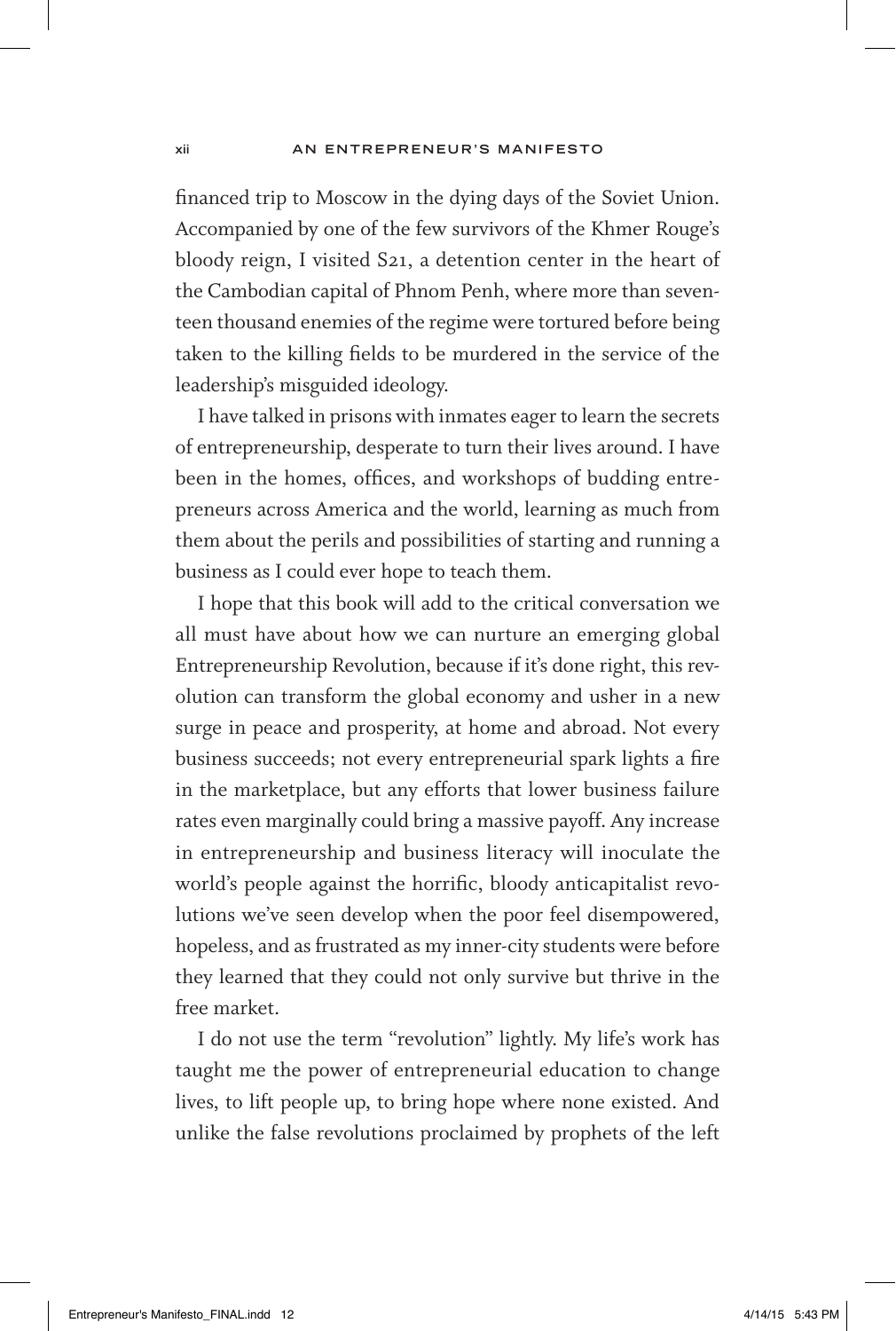financed trip to Moscow in the dying days of the Soviet Union. Accompanied by one of the few survivors of the Khmer Rouge's bloody reign, I visited S21, a detention center in the heart of the Cambodian capital of Phnom Penh, where more than seventeen thousand enemies of the regime were tortured before being taken to the killing fields to be murdered in the service of the leadership's misguided ideology.

I have talked in prisons with inmates eager to learn the secrets of entrepreneurship, desperate to turn their lives around. I have been in the homes, offices, and workshops of budding entrepreneurs across America and the world, learning as much from them about the perils and possibilities of starting and running a business as I could ever hope to teach them.

I hope that this book will add to the critical conversation we all must have about how we can nurture an emerging global Entrepreneurship Revolution, because if it's done right, this revolution can transform the global economy and usher in a new surge in peace and prosperity, at home and abroad. Not every business succeeds; not every entrepreneurial spark lights a fire in the marketplace, but any efforts that lower business failure rates even marginally could bring a massive payoff. Any increase in entrepreneurship and business literacy will inoculate the world's people against the horrific, bloody anticapitalist revolutions we've seen develop when the poor feel disempowered, hopeless, and as frustrated as my inner-city students were before they learned that they could not only survive but thrive in the free market.

I do not use the term "revolution" lightly. My life's work has taught me the power of entrepreneurial education to change lives, to lift people up, to bring hope where none existed. And unlike the false revolutions proclaimed by prophets of the left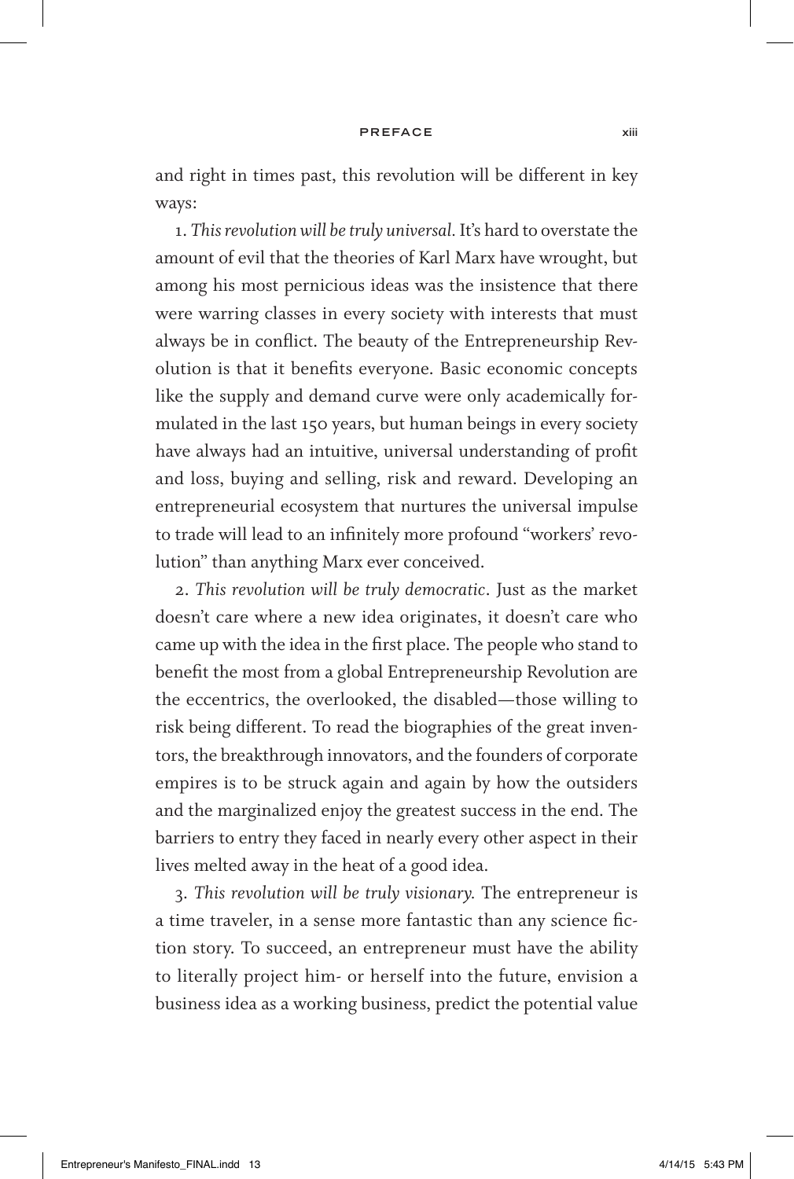and right in times past, this revolution will be different in key ways:

1. *This revolution will be truly universal*. It's hard to overstate the amount of evil that the theories of Karl Marx have wrought, but among his most pernicious ideas was the insistence that there were warring classes in every society with interests that must always be in conflict. The beauty of the Entrepreneurship Revolution is that it benefits everyone. Basic economic concepts like the supply and demand curve were only academically formulated in the last 150 years, but human beings in every society have always had an intuitive, universal understanding of profit and loss, buying and selling, risk and reward. Developing an entrepreneurial ecosystem that nurtures the universal impulse to trade will lead to an infinitely more profound "workers' revolution" than anything Marx ever conceived.

2. *This revolution will be truly democratic*. Just as the market doesn't care where a new idea originates, it doesn't care who came up with the idea in the first place. The people who stand to benefit the most from a global Entrepreneurship Revolution are the eccentrics, the overlooked, the disabled—those willing to risk being different. To read the biographies of the great inventors, the breakthrough innovators, and the founders of corporate empires is to be struck again and again by how the outsiders and the marginalized enjoy the greatest success in the end. The barriers to entry they faced in nearly every other aspect in their lives melted away in the heat of a good idea.

3. *This revolution will be truly visionary.* The entrepreneur is a time traveler, in a sense more fantastic than any science fiction story. To succeed, an entrepreneur must have the ability to literally project him- or herself into the future, envision a business idea as a working business, predict the potential value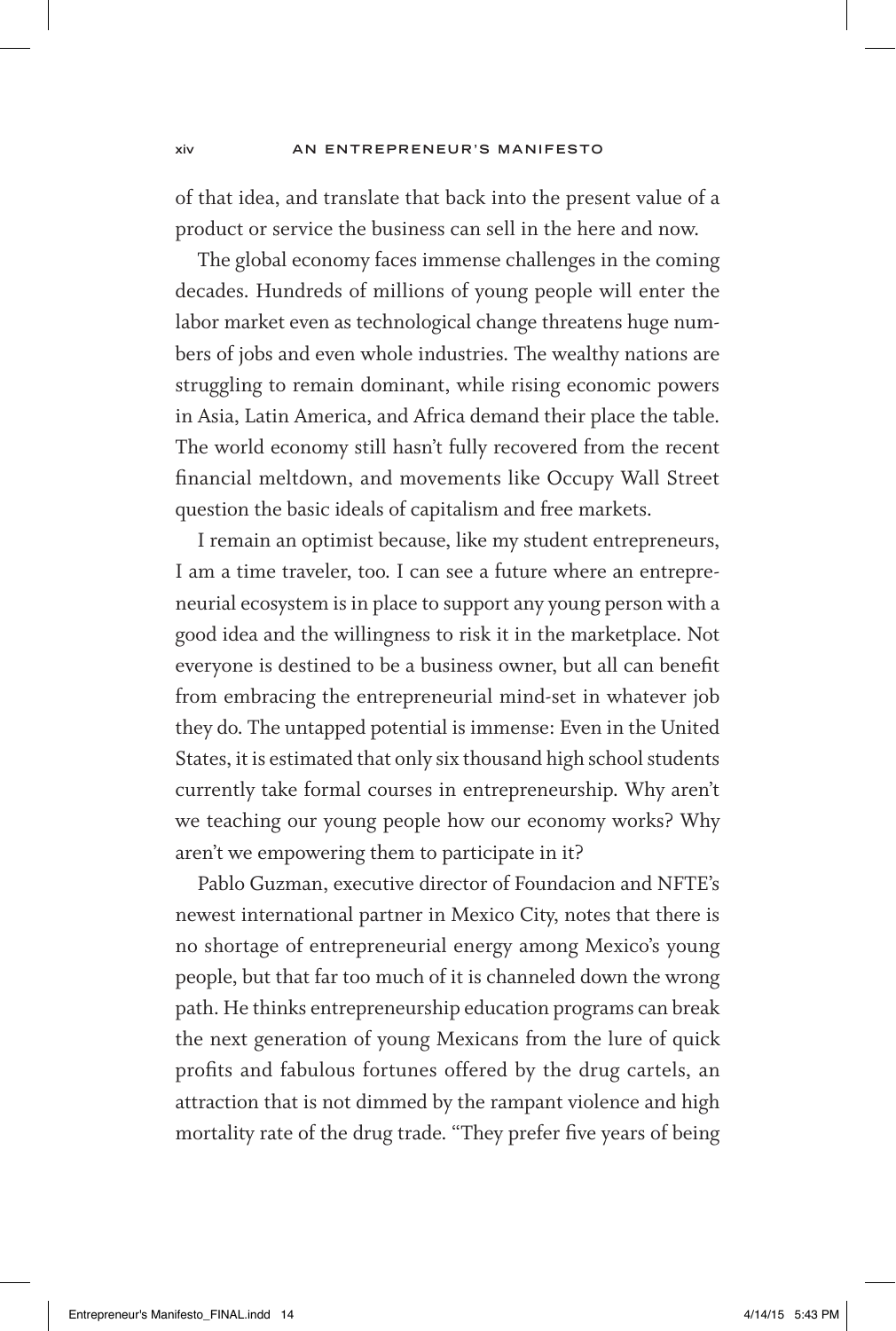of that idea, and translate that back into the present value of a product or service the business can sell in the here and now.

The global economy faces immense challenges in the coming decades. Hundreds of millions of young people will enter the labor market even as technological change threatens huge numbers of jobs and even whole industries. The wealthy nations are struggling to remain dominant, while rising economic powers in Asia, Latin America, and Africa demand their place the table. The world economy still hasn't fully recovered from the recent financial meltdown, and movements like Occupy Wall Street question the basic ideals of capitalism and free markets.

I remain an optimist because, like my student entrepreneurs, I am a time traveler, too. I can see a future where an entrepreneurial ecosystem is in place to support any young person with a good idea and the willingness to risk it in the marketplace. Not everyone is destined to be a business owner, but all can benefit from embracing the entrepreneurial mind-set in whatever job they do. The untapped potential is immense: Even in the United States, it is estimated that only six thousand high school students currently take formal courses in entrepreneurship. Why aren't we teaching our young people how our economy works? Why aren't we empowering them to participate in it?

Pablo Guzman, executive director of Foundacion and NFTE's newest international partner in Mexico City, notes that there is no shortage of entrepreneurial energy among Mexico's young people, but that far too much of it is channeled down the wrong path. He thinks entrepreneurship education programs can break the next generation of young Mexicans from the lure of quick profits and fabulous fortunes offered by the drug cartels, an attraction that is not dimmed by the rampant violence and high mortality rate of the drug trade. "They prefer five years of being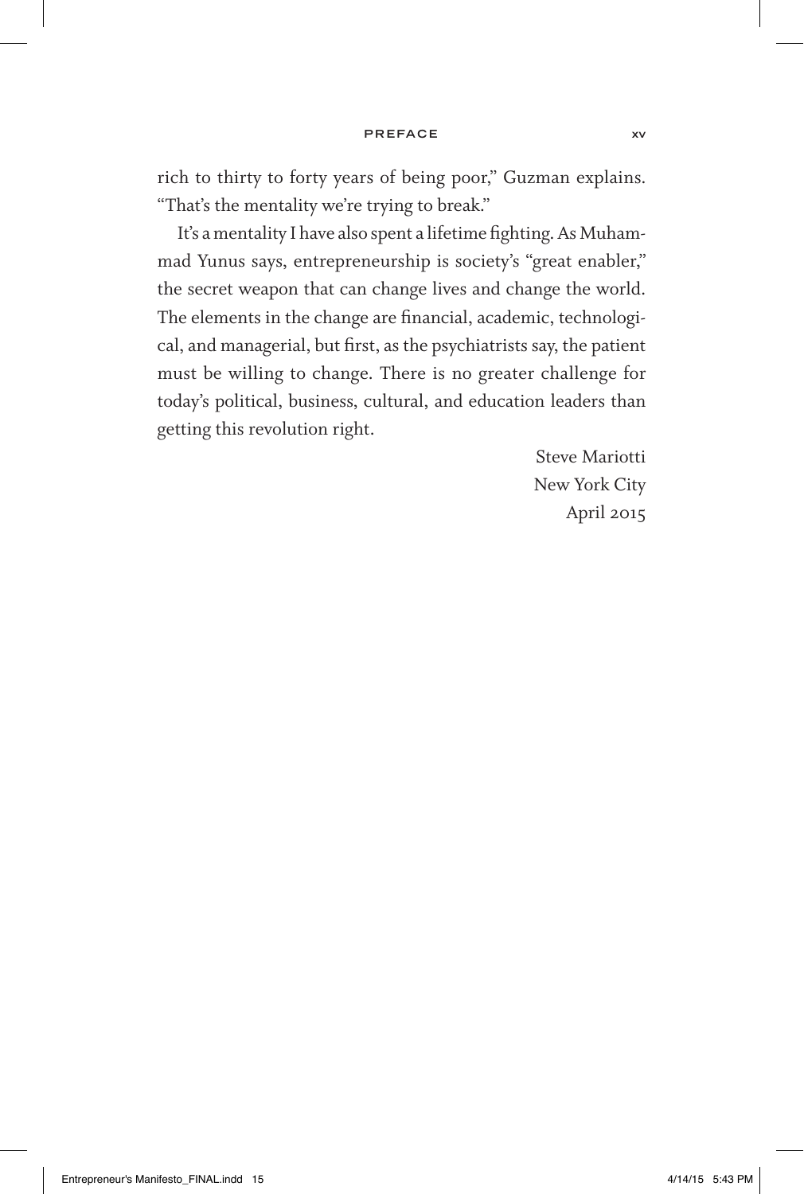rich to thirty to forty years of being poor," Guzman explains. "That's the mentality we're trying to break."

It's a mentality I have also spent a lifetime fighting. As Muhammad Yunus says, entrepreneurship is society's "great enabler," the secret weapon that can change lives and change the world. The elements in the change are financial, academic, technological, and managerial, but first, as the psychiatrists say, the patient must be willing to change. There is no greater challenge for today's political, business, cultural, and education leaders than getting this revolution right.

Steve Mariotti
New York City
April 2015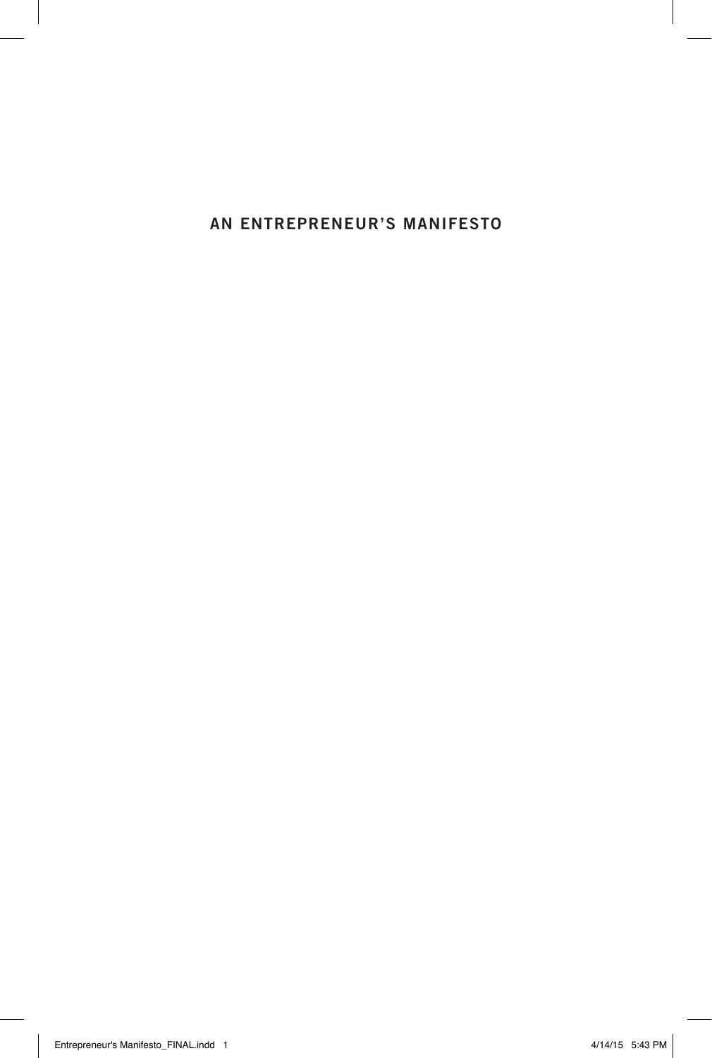# AN ENTREPRENEUR'S MANIFESTO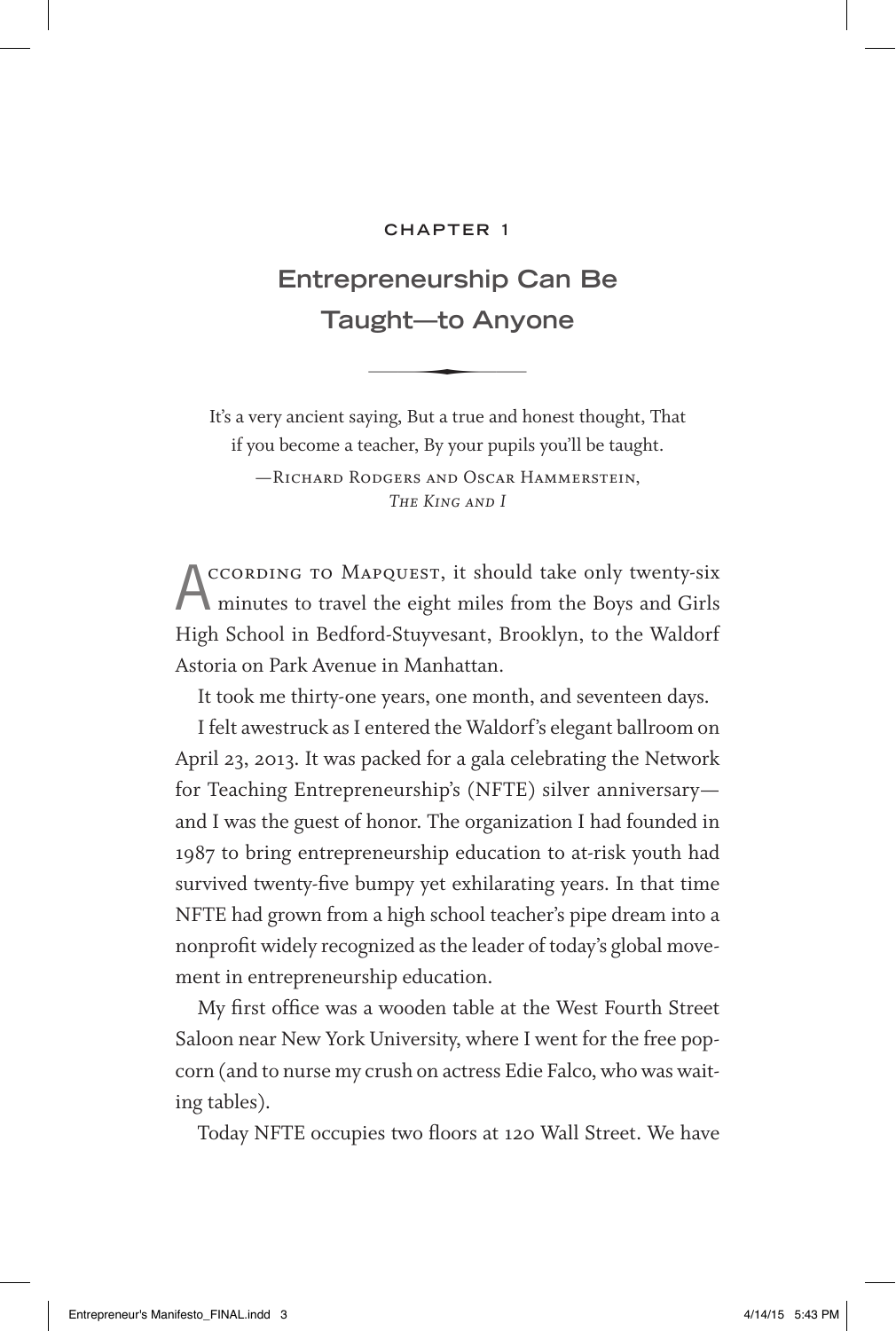CHAPTER 1

# Entrepreneurship Can Be Taught—to Anyone

It's a very ancient saying, But a true and honest thought, That if you become a teacher, By your pupils you'll be taught.

—Richard Rodgers and Oscar Hammerstein, *The King and I*

According to Mapquest, it should take only twenty-six minutes to travel the eight miles from the Boys and Girls High School in Bedford-Stuyvesant, Brooklyn, to the Waldorf Astoria on Park Avenue in Manhattan.

It took me thirty-one years, one month, and seventeen days.

I felt awestruck as I entered the Waldorf's elegant ballroom on April 23, 2013. It was packed for a gala celebrating the Network for Teaching Entrepreneurship's (NFTE) silver anniversary—and I was the guest of honor. The organization I had founded in 1987 to bring entrepreneurship education to at-risk youth had survived twenty-five bumpy yet exhilarating years. In that time NFTE had grown from a high school teacher's pipe dream into a nonprofit widely recognized as the leader of today's global movement in entrepreneurship education.

My first office was a wooden table at the West Fourth Street Saloon near New York University, where I went for the free popcorn (and to nurse my crush on actress Edie Falco, who was waiting tables).

Today NFTE occupies two floors at 120 Wall Street. We have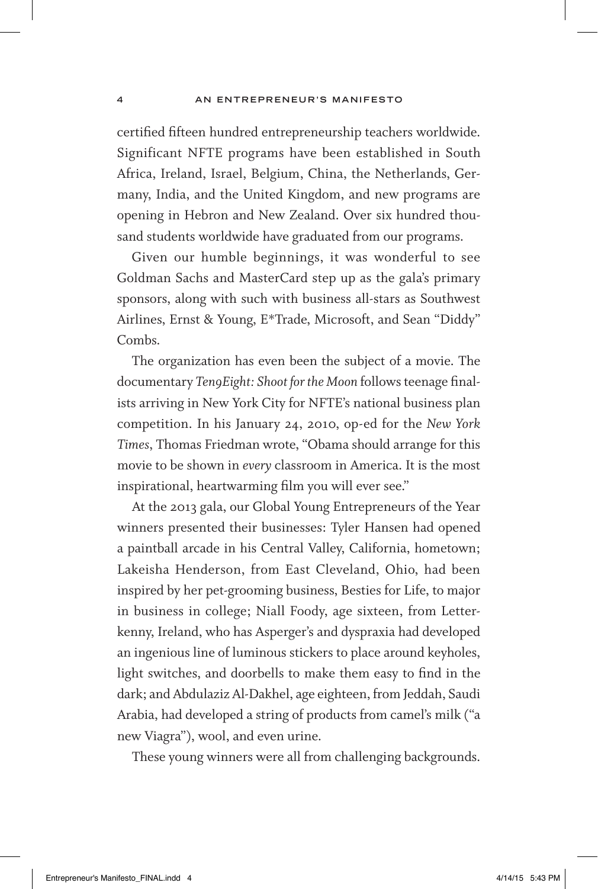certified fifteen hundred entrepreneurship teachers worldwide. Significant NFTE programs have been established in South Africa, Ireland, Israel, Belgium, China, the Netherlands, Germany, India, and the United Kingdom, and new programs are opening in Hebron and New Zealand. Over six hundred thousand students worldwide have graduated from our programs.

Given our humble beginnings, it was wonderful to see Goldman Sachs and MasterCard step up as the gala's primary sponsors, along with such with business all-stars as Southwest Airlines, Ernst & Young, E*Trade, Microsoft, and Sean "Diddy" Combs.

The organization has even been the subject of a movie. The documentary *Ten9Eight: Shoot for the Moon* follows teenage finalists arriving in New York City for NFTE's national business plan competition. In his January 24, 2010, op-ed for the *New York Times*, Thomas Friedman wrote, "Obama should arrange for this movie to be shown in *every* classroom in America. It is the most inspirational, heartwarming film you will ever see."

At the 2013 gala, our Global Young Entrepreneurs of the Year winners presented their businesses: Tyler Hansen had opened a paintball arcade in his Central Valley, California, hometown; Lakeisha Henderson, from East Cleveland, Ohio, had been inspired by her pet-grooming business, Besties for Life, to major in business in college; Niall Foody, age sixteen, from Letterkenny, Ireland, who has Asperger's and dyspraxia had developed an ingenious line of luminous stickers to place around keyholes, light switches, and doorbells to make them easy to find in the dark; and Abdulaziz Al-Dakhel, age eighteen, from Jeddah, Saudi Arabia, had developed a string of products from camel's milk ("a new Viagra"), wool, and even urine.

These young winners were all from challenging backgrounds.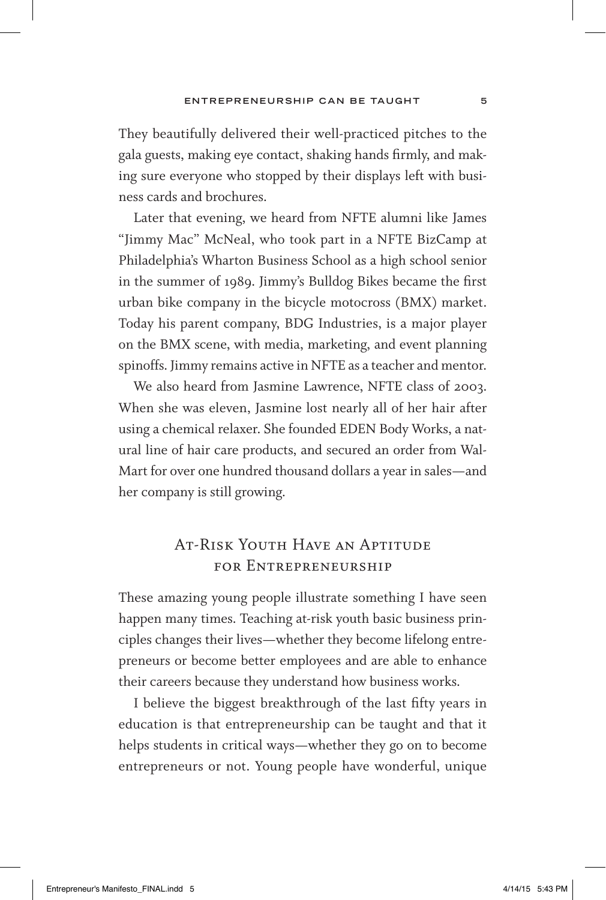They beautifully delivered their well-practiced pitches to the gala guests, making eye contact, shaking hands firmly, and making sure everyone who stopped by their displays left with business cards and brochures.

Later that evening, we heard from NFTE alumni like James "Jimmy Mac" McNeal, who took part in a NFTE BizCamp at Philadelphia's Wharton Business School as a high school senior in the summer of 1989. Jimmy's Bulldog Bikes became the first urban bike company in the bicycle motocross (BMX) market. Today his parent company, BDG Industries, is a major player on the BMX scene, with media, marketing, and event planning spinoffs. Jimmy remains active in NFTE as a teacher and mentor.

We also heard from Jasmine Lawrence, NFTE class of 2003. When she was eleven, Jasmine lost nearly all of her hair after using a chemical relaxer. She founded EDEN Body Works, a natural line of hair care products, and secured an order from Wal-Mart for over one hundred thousand dollars a year in sales—and her company is still growing.

## At-Risk Youth Have an Aptitude for Entrepreneurship

These amazing young people illustrate something I have seen happen many times. Teaching at-risk youth basic business principles changes their lives—whether they become lifelong entrepreneurs or become better employees and are able to enhance their careers because they understand how business works.

I believe the biggest breakthrough of the last fifty years in education is that entrepreneurship can be taught and that it helps students in critical ways—whether they go on to become entrepreneurs or not. Young people have wonderful, unique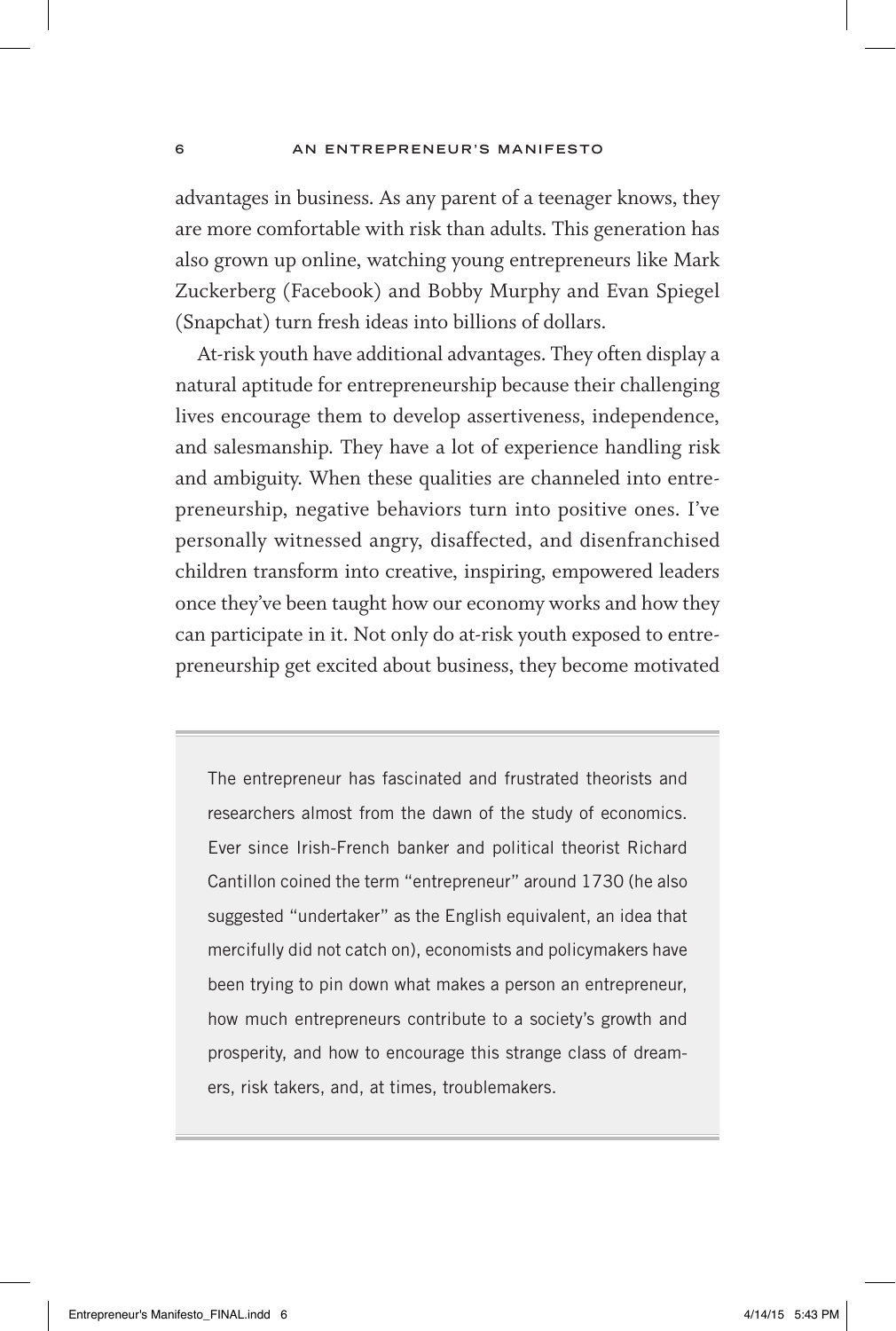advantages in business. As any parent of a teenager knows, they are more comfortable with risk than adults. This generation has also grown up online, watching young entrepreneurs like Mark Zuckerberg (Facebook) and Bobby Murphy and Evan Spiegel (Snapchat) turn fresh ideas into billions of dollars.

At-risk youth have additional advantages. They often display a natural aptitude for entrepreneurship because their challenging lives encourage them to develop assertiveness, independence, and salesmanship. They have a lot of experience handling risk and ambiguity. When these qualities are channeled into entrepreneurship, negative behaviors turn into positive ones. I've personally witnessed angry, disaffected, and disenfranchised children transform into creative, inspiring, empowered leaders once they've been taught how our economy works and how they can participate in it. Not only do at-risk youth exposed to entrepreneurship get excited about business, they become motivated

> The entrepreneur has fascinated and frustrated theorists and researchers almost from the dawn of the study of economics. Ever since Irish-French banker and political theorist Richard Cantillon coined the term "entrepreneur" around 1730 (he also suggested "undertaker" as the English equivalent, an idea that mercifully did not catch on), economists and policymakers have been trying to pin down what makes a person an entrepreneur, how much entrepreneurs contribute to a society's growth and prosperity, and how to encourage this strange class of dreamers, risk takers, and, at times, troublemakers.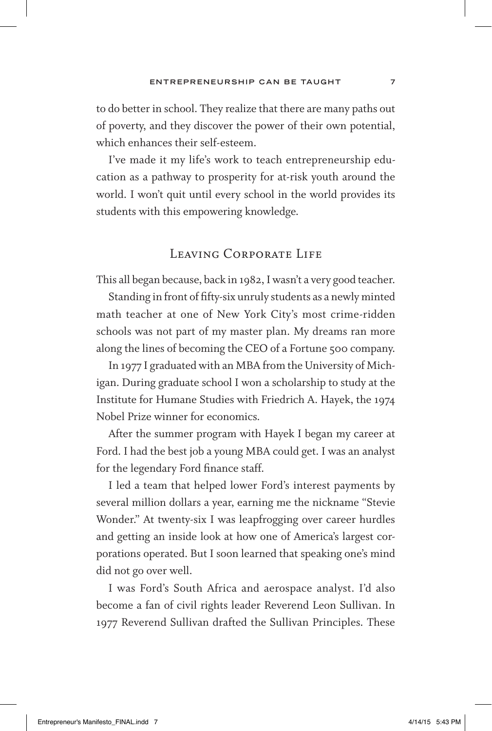to do better in school. They realize that there are many paths out of poverty, and they discover the power of their own potential, which enhances their self-esteem.

I've made it my life's work to teach entrepreneurship education as a pathway to prosperity for at-risk youth around the world. I won't quit until every school in the world provides its students with this empowering knowledge.

## Leaving Corporate Life

This all began because, back in 1982, I wasn't a very good teacher.

Standing in front of fifty-six unruly students as a newly minted math teacher at one of New York City's most crime-ridden schools was not part of my master plan. My dreams ran more along the lines of becoming the CEO of a Fortune 500 company.

In 1977 I graduated with an MBA from the University of Michigan. During graduate school I won a scholarship to study at the Institute for Humane Studies with Friedrich A. Hayek, the 1974 Nobel Prize winner for economics.

After the summer program with Hayek I began my career at Ford. I had the best job a young MBA could get. I was an analyst for the legendary Ford finance staff.

I led a team that helped lower Ford's interest payments by several million dollars a year, earning me the nickname "Stevie Wonder." At twenty-six I was leapfrogging over career hurdles and getting an inside look at how one of America's largest corporations operated. But I soon learned that speaking one's mind did not go over well.

I was Ford's South Africa and aerospace analyst. I'd also become a fan of civil rights leader Reverend Leon Sullivan. In 1977 Reverend Sullivan drafted the Sullivan Principles. These